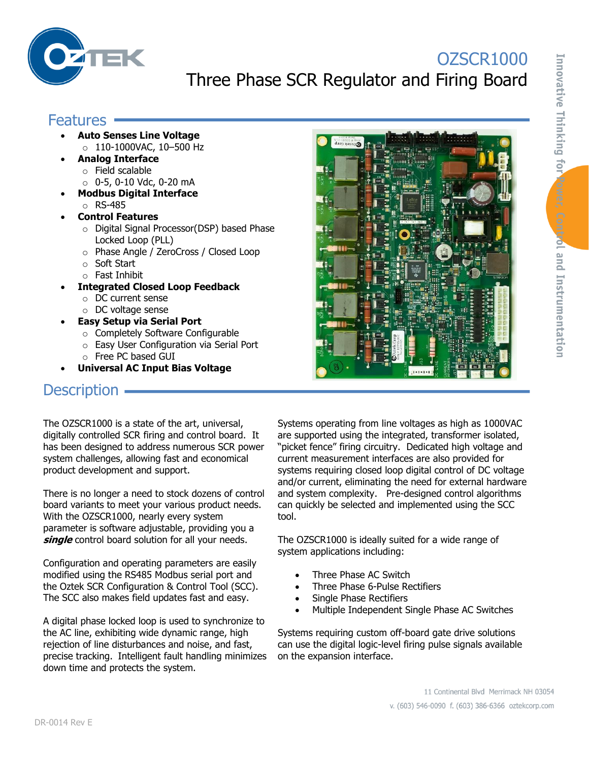# OZSCR1000

## Three Phase SCR Regulator and Firing Board

## Features

- **Auto Senses Line Voltage**
  - 110-1000VAC, 10–500 Hz
- **Analog Interface**
  - Field scalable
  - 0-5, 0-10 Vdc, 0-20 mA
- **Modbus Digital Interface**
  - RS-485
- **Control Features**
  - Digital Signal Processor(DSP) based Phase Locked Loop (PLL)
  - Phase Angle / ZeroCross / Closed Loop
  - Soft Start
  - Fast Inhibit
- **Integrated Closed Loop Feedback**
  - DC current sense
  - DC voltage sense
- **Easy Setup via Serial Port**
  - Completely Software Configurable
  - Easy User Configuration via Serial Port
  - Free PC based GUI
- **Universal AC Input Bias Voltage**

## Description

The OZSCR1000 is a state of the art, universal, digitally controlled SCR firing and control board. It has been designed to address numerous SCR power system challenges, allowing fast and economical product development and support.

There is no longer a need to stock dozens of control board variants to meet your various product needs. With the OZSCR1000, nearly every system parameter is software adjustable, providing you a ***single*** control board solution for all your needs.

Configuration and operating parameters are easily modified using the RS485 Modbus serial port and the Oztek SCR Configuration & Control Tool (SCC). The SCC also makes field updates fast and easy.

A digital phase locked loop is used to synchronize to the AC line, exhibiting wide dynamic range, high rejection of line disturbances and noise, and fast, precise tracking. Intelligent fault handling minimizes down time and protects the system.

Systems operating from line voltages as high as 1000VAC are supported using the integrated, transformer isolated, "picket fence" firing circuitry. Dedicated high voltage and current measurement interfaces are also provided for systems requiring closed loop digital control of DC voltage and/or current, eliminating the need for external hardware and system complexity. Pre-designed control algorithms can quickly be selected and implemented using the SCC tool.

The OZSCR1000 is ideally suited for a wide range of system applications including:

- Three Phase AC Switch
- Three Phase 6-Pulse Rectifiers
- Single Phase Rectifiers
- Multiple Independent Single Phase AC Switches

Systems requiring custom off-board gate drive solutions can use the digital logic-level firing pulse signals available on the expansion interface.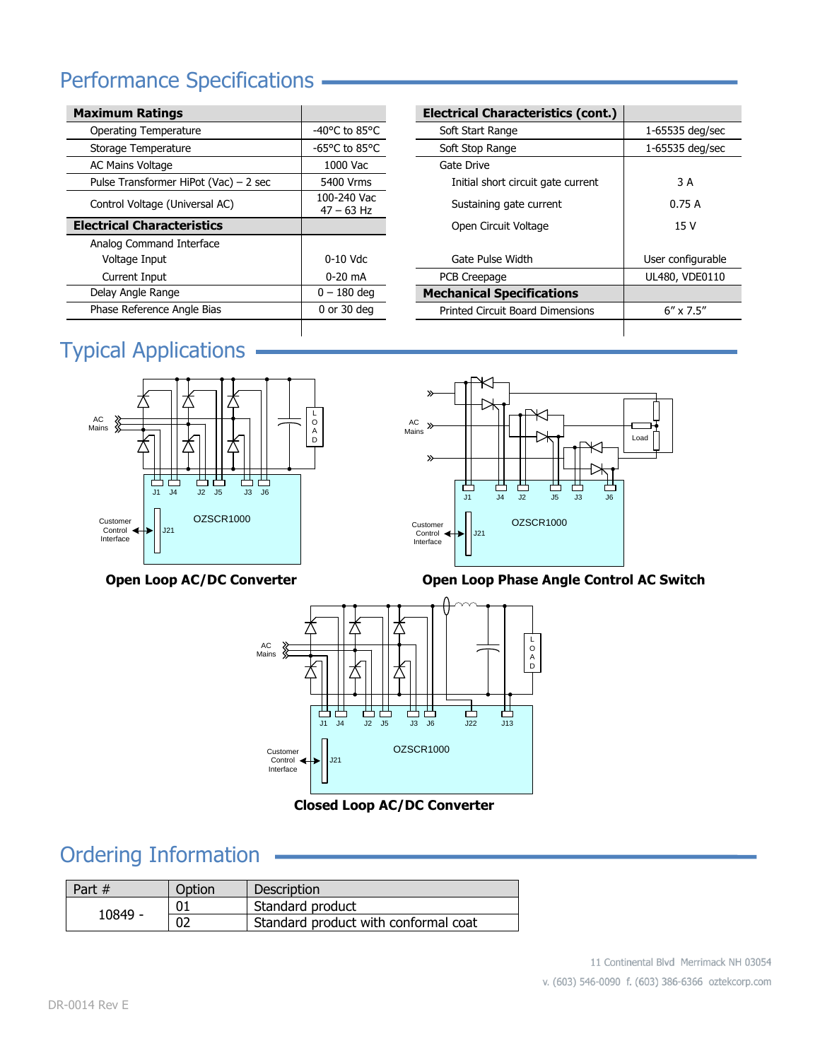# Performance Specifications

| Maximum Ratings | |
|---|---|
| Operating Temperature | -40°C to 85°C |
| Storage Temperature | -65°C to 85°C |
| AC Mains Voltage | 1000 Vac |
| Pulse Transformer HiPot (Vac) – 2 sec | 5400 Vrms |
| Control Voltage (Universal AC) | 100-240 Vac 47 – 63 Hz |
| **Electrical Characteristics** | |
| Analog Command Interface | |
| Voltage Input | 0-10 Vdc |
| Current Input | 0-20 mA |
| Delay Angle Range | 0 – 180 deg |
| Phase Reference Angle Bias | 0 or 30 deg |

| Electrical Characteristics (cont.) | |
|---|---|
| Soft Start Range | 1-65535 deg/sec |
| Soft Stop Range | 1-65535 deg/sec |
| Gate Drive | |
| Initial short circuit gate current | 3 A |
| Sustaining gate current | 0.75 A |
| Open Circuit Voltage | 15 V |
| Gate Pulse Width | User configurable |
| PCB Creepage | UL480, VDE0110 |
| **Mechanical Specifications** | |
| Printed Circuit Board Dimensions | 6" x 7.5" |

# Typical Applications

AC Mains
LOAD
J1 J4 J2 J5 J3 J6
OZSCR1000
Customer Control Interface
J21

**Open Loop AC/DC Converter**

AC Mains
Load
J1 J4 J2 J5 J3 J6
OZSCR1000
Customer Control Interface
J21

**Open Loop Phase Angle Control AC Switch**

AC Mains
LOAD
J1 J4 J2 J5 J3 J6 J22 J13
OZSCR1000
Customer Control Interface
J21

**Closed Loop AC/DC Converter**

# Ordering Information

| Part # | Option | Description |
|---|---|---|
| 10849 - | 01 | Standard product |
| | 02 | Standard product with conformal coat |

11 Continental Blvd Merrimack NH 03054
v. (603) 546-0090 f. (603) 386-6366 oztekcorp.com

DR-0014 Rev E